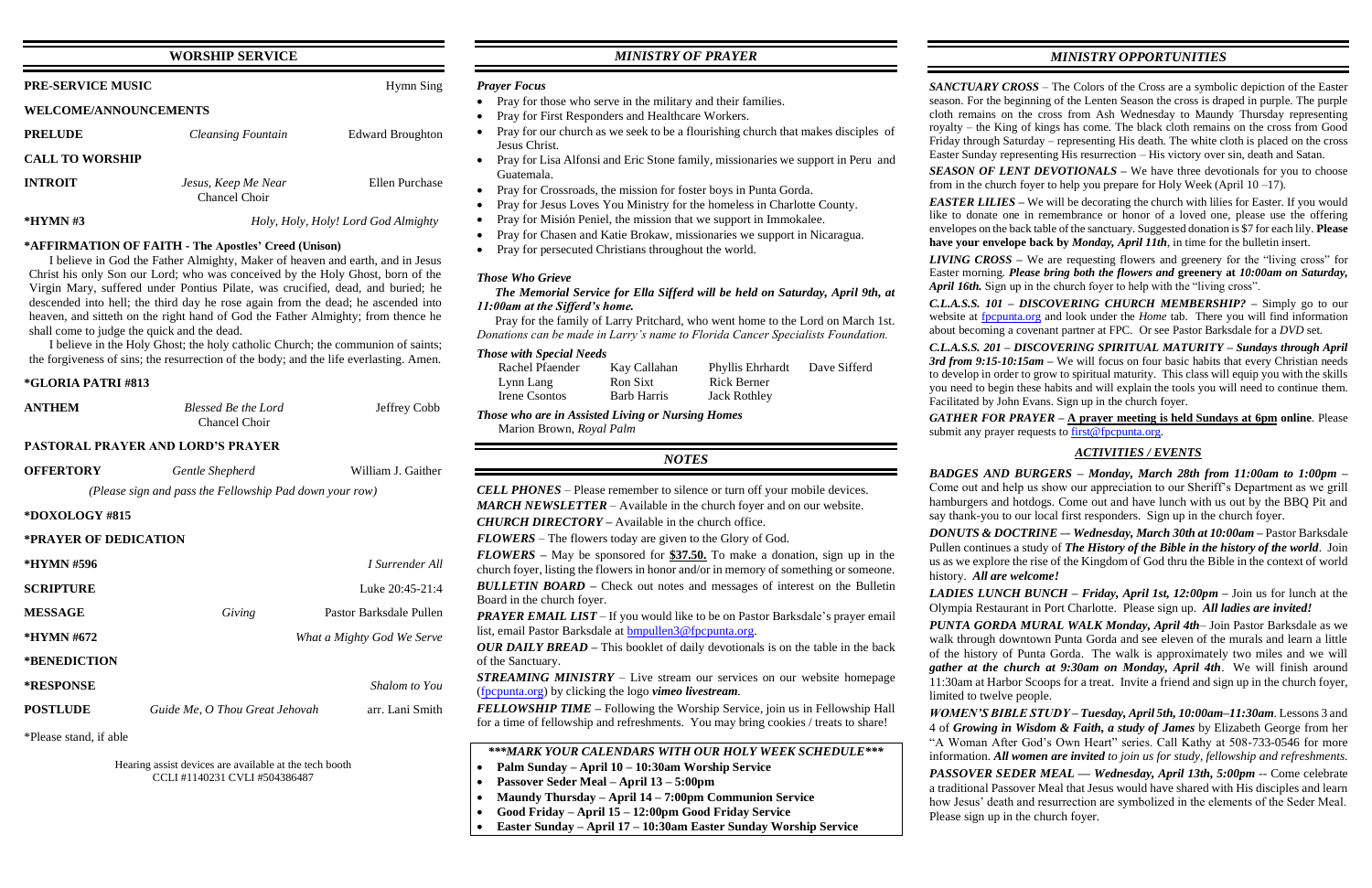## WORSHIP SERVICE

| | | |
|---|---|---|
| **PRE-SERVICE MUSIC** | | Hymn Sing |
| **WELCOME/ANNOUNCEMENTS** | | |
| **PRELUDE** | *Cleansing Fountain* | Edward Broughton |
| **CALL TO WORSHIP** | | |
| **INTROIT** | *Jesus, Keep Me Near* Chancel Choir | Ellen Purchase |
| ***HYMN #3** | | *Holy, Holy, Holy! Lord God Almighty* |

**\*AFFIRMATION OF FAITH - The Apostles' Creed (Unison)**

I believe in God the Father Almighty, Maker of heaven and earth, and in Jesus Christ his only Son our Lord; who was conceived by the Holy Ghost, born of the Virgin Mary, suffered under Pontius Pilate, was crucified, dead, and buried; he descended into hell; the third day he rose again from the dead; he ascended into heaven, and sitteth on the right hand of God the Father Almighty; from thence he shall come to judge the quick and the dead.

I believe in the Holy Ghost; the holy catholic Church; the communion of saints; the forgiveness of sins; the resurrection of the body; and the life everlasting. Amen.

| | | |
|---|---|---|
| ***GLORIA PATRI #813** | | |
| **ANTHEM** | *Blessed Be the Lord* Chancel Choir | Jeffrey Cobb |
| **PASTORAL PRAYER AND LORD'S PRAYER** | | |
| **OFFERTORY** | *Gentle Shepherd* | William J. Gaither |

*(Please sign and pass the Fellowship Pad down your row)*

| | | |
|---|---|---|
| ***DOXOLOGY #815** | | |
| ***PRAYER OF DEDICATION** | | |
| ***HYMN #596** | | *I Surrender All* |
| **SCRIPTURE** | | Luke 20:45-21:4 |
| **MESSAGE** | *Giving* | Pastor Barksdale Pullen |
| ***HYMN #672** | | *What a Mighty God We Serve* |
| ***BENEDICTION** | | |
| ***RESPONSE** | | *Shalom to You* |
| **POSTLUDE** | *Guide Me, O Thou Great Jehovah* | arr. Lani Smith |

*Please stand, if able

Hearing assist devices are available at the tech booth
CCLI #1140231 CVLI #504386487

## *MINISTRY OF PRAYER*

### *Prayer Focus*

- Pray for those who serve in the military and their families.
- Pray for First Responders and Healthcare Workers.
- Pray for our church as we seek to be a flourishing church that makes disciples of Jesus Christ.
- Pray for Lisa Alfonsi and Eric Stone family, missionaries we support in Peru and Guatemala.
- Pray for Crossroads, the mission for foster boys in Punta Gorda.
- Pray for Jesus Loves You Ministry for the homeless in Charlotte County.
- Pray for Misión Peniel, the mission that we support in Immokalee.
- Pray for Chasen and Katie Brokaw, missionaries we support in Nicaragua.
- Pray for persecuted Christians throughout the world.

### *Those Who Grieve*

***The Memorial Service for Ella Sifferd will be held on Saturday, April 9th, at 11:00am at the Sifferd's home.***

Pray for the family of Larry Pritchard, who went home to the Lord on March 1st. *Donations can be made in Larry's name to Florida Cancer Specialists Foundation.*

### *Those with Special Needs*

| | | | |
|---|---|---|---|
| Rachel Pfaender | Kay Callahan | Phyllis Ehrhardt | Dave Sifferd |
| Lynn Lang | Ron Sixt | Rick Berner | |
| Irene Csontos | Barb Harris | Jack Rothley | |

***Those who are in Assisted Living or Nursing Homes***
Marion Brown, *Royal Palm*

## *NOTES*

***CELL PHONES*** – Please remember to silence or turn off your mobile devices.

***MARCH NEWSLETTER*** – Available in the church foyer and on our website.

***CHURCH DIRECTORY*** – Available in the church office.

***FLOWERS*** – The flowers today are given to the Glory of God.

***FLOWERS*** – May be sponsored for **$37.50.** To make a donation, sign up in the church foyer, listing the flowers in honor and/or in memory of something or someone.

***BULLETIN BOARD*** – Check out notes and messages of interest on the Bulletin Board in the church foyer.

***PRAYER EMAIL LIST*** – If you would like to be on Pastor Barksdale's prayer email list, email Pastor Barksdale at bmpullen3@fpcpunta.org.

***OUR DAILY BREAD*** – This booklet of daily devotionals is on the table in the back of the Sanctuary.

***STREAMING MINISTRY*** – Live stream our services on our website homepage (fpcpunta.org) by clicking the logo ***vimeo livestream***.

***FELLOWSHIP TIME*** – Following the Worship Service, join us in Fellowship Hall for a time of fellowship and refreshments. You may bring cookies / treats to share!

***\*\*\*MARK YOUR CALENDARS WITH OUR HOLY WEEK SCHEDULE\*\*\****

- **Palm Sunday – April 10 – 10:30am Worship Service**
- **Passover Seder Meal – April 13 – 5:00pm**
- **Maundy Thursday – April 14 – 7:00pm Communion Service**
- **Good Friday – April 15 – 12:00pm Good Friday Service**
- **Easter Sunday – April 17 – 10:30am Easter Sunday Worship Service**

## *MINISTRY OPPORTUNITIES*

***SANCTUARY CROSS*** – The Colors of the Cross are a symbolic depiction of the Easter season. For the beginning of the Lenten Season the cross is draped in purple. The purple cloth remains on the cross from Ash Wednesday to Maundy Thursday representing royalty – the King of kings has come. The black cloth remains on the cross from Good Friday through Saturday – representing His death. The white cloth is placed on the cross Easter Sunday representing His resurrection – His victory over sin, death and Satan.

***SEASON OF LENT DEVOTIONALS*** – We have three devotionals for you to choose from in the church foyer to help you prepare for Holy Week (April 10 –17).

***EASTER LILIES*** – We will be decorating the church with lilies for Easter. If you would like to donate one in remembrance or honor of a loved one, please use the offering envelopes on the back table of the sanctuary. Suggested donation is $7 for each lily. **Please have your envelope back by** ***Monday, April 11th***, in time for the bulletin insert.

***LIVING CROSS*** – We are requesting flowers and greenery for the "living cross" for Easter morning. ***Please bring both the flowers and*** **greenery at *10:00am on Saturday, April 16th.*** Sign up in the church foyer to help with the "living cross".

***C.L.A.S.S. 101 – DISCOVERING CHURCH MEMBERSHIP?*** – Simply go to our website at fpcpunta.org and look under the *Home* tab. There you will find information about becoming a covenant partner at FPC. Or see Pastor Barksdale for a *DVD* set.

***C.L.A.S.S. 201 – DISCOVERING SPIRITUAL MATURITY – Sundays through April 3rd from 9:15-10:15am*** – We will focus on four basic habits that every Christian needs to develop in order to grow to spiritual maturity. This class will equip you with the skills you need to begin these habits and will explain the tools you will need to continue them. Facilitated by John Evans. Sign up in the church foyer.

***GATHER FOR PRAYER*** – **A prayer meeting is held Sundays at 6pm online**. Please submit any prayer requests to first@fpcpunta.org.

### *ACTIVITIES / EVENTS*

***BADGES AND BURGERS – Monday, March 28th from 11:00am to 1:00pm*** – Come out and help us show our appreciation to our Sheriff's Department as we grill hamburgers and hotdogs. Come out and have lunch with us out by the BBQ Pit and say thank-you to our local first responders. Sign up in the church foyer.

***DONUTS & DOCTRINE — Wednesday, March 30th at 10:00am*** – Pastor Barksdale Pullen continues a study of ***The History of the Bible in the history of a world***. Join us as we explore the rise of the Kingdom of God thru the Bible in the context of world history. ***All are welcome!***

***LADIES LUNCH BUNCH – Friday, April 1st, 12:00pm*** – Join us for lunch at the Olympia Restaurant in Port Charlotte. Please sign up. ***All ladies are invited!***

***PUNTA GORDA MURAL WALK Monday, April 4th*** – Join Pastor Barksdale as we walk through downtown Punta Gorda and see eleven of the murals and learn a little of the history of Punta Gorda. The walk is approximately two miles and we will ***gather at the church at 9:30am on Monday, April 4th***. We will finish around 11:30am at Harbor Scoops for a treat. Invite a friend and sign up in the church foyer, limited to twelve people.

***WOMEN'S BIBLE STUDY – Tuesday, April 5th, 10:00am–11:30am***. Lessons 3 and 4 of ***Growing in Wisdom & Faith, a study of James*** by Elizabeth George from her "A Woman After God's Own Heart" series. Call Kathy at 508-733-0546 for more information. ***All women are invited*** *to join us for study, fellowship and refreshments.*

***PASSOVER SEDER MEAL — Wednesday, April 13th, 5:00pm*** -- Come celebrate a traditional Passover Meal that Jesus would have shared with His disciples and learn how Jesus' death and resurrection are symbolized in the elements of the Seder Meal. Please sign up in the church foyer.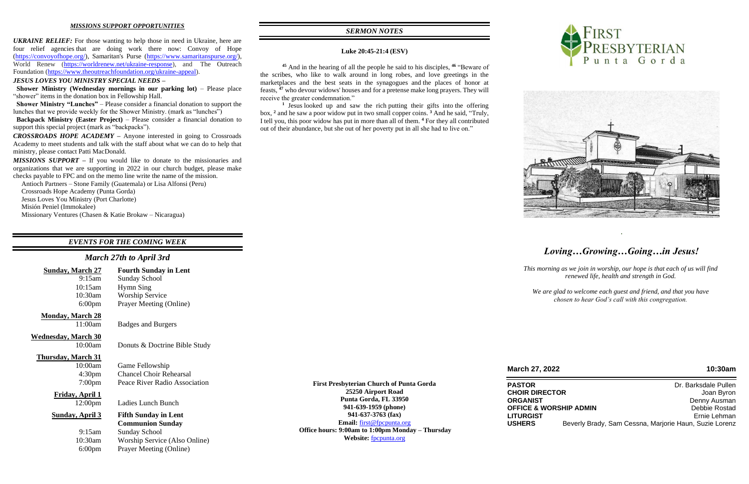## *MISSIONS SUPPORT OPPORTUNITIES*

***UKRAINE RELIEF:*** For those wanting to help those in need in Ukraine, here are four relief agencies that are doing work there now: Convoy of Hope (https://convoyofhope.org/), Samaritan's Purse (https://www.samaritanspurse.org/), World Renew (https://worldrenew.net/ukraine-response), and The Outreach Foundation (https://www.theoutreachfoundation.org/ukraine-appeal).

***JESUS LOVES YOU MINISTRY SPECIAL NEEDS –***

**Shower Ministry (Wednesday mornings in our parking lot)** – Please place "shower" items in the donation box in Fellowship Hall.

**Shower Ministry "Lunches"** – Please consider a financial donation to support the lunches that we provide weekly for the Shower Ministry. (mark as "lunches")

**Backpack Ministry (Easter Project)** – Please consider a financial donation to support this special project (mark as "backpacks").

***CROSSROADS HOPE ACADEMY –*** Anyone interested in going to Crossroads Academy to meet students and talk with the staff about what we can do to help that ministry, please contact Patti MacDonald.

***MISSIONS SUPPORT –*** If you would like to donate to the missionaries and organizations that we are supporting in 2022 in our church budget, please make checks payable to FPC and on the memo line write the name of the mission.

Antioch Partners – Stone Family (Guatemala) or Lisa Alfonsi (Peru)
Crossroads Hope Academy (Punta Gorda)
Jesus Loves You Ministry (Port Charlotte)
Misión Peniel (Immokalee)
Missionary Ventures (Chasen & Katie Brokaw – Nicaragua)

## *EVENTS FOR THE COMING WEEK*

### *March 27th to April 3rd*

**Sunday, March 27** — **Fourth Sunday in Lent**
- 9:15am — Sunday School
- 10:15am — Hymn Sing
- 10:30am — Worship Service
- 6:00pm — Prayer Meeting (Online)

**Monday, March 28**
- 11:00am — Badges and Burgers

**Wednesday, March 30**
- 10:00am — Donuts & Doctrine Bible Study

**Thursday, March 31**
- 10:00am — Game Fellowship
- 4:30pm — Chancel Choir Rehearsal
- 7:00pm — Peace River Radio Association

**Friday, April 1**
- 12:00pm — Ladies Lunch Bunch

**Sunday, April 3** — **Fifth Sunday in Lent** / **Communion Sunday**
- 9:15am — Sunday School
- 10:30am — Worship Service (Also Online)
- 6:00pm — Prayer Meeting (Online)

## *SERMON NOTES*

**Luke 20:45-21:4 (ESV)**

[45] And in the hearing of all the people he said to his disciples, [46] "Beware of the scribes, who like to walk around in long robes, and love greetings in the marketplaces and the best seats in the synagogues and the places of honor at feasts, [47] who devour widows' houses and for a pretense make long prayers. They will receive the greater condemnation."

[1] Jesus looked up and saw the rich putting their gifts into the offering box, [2] and he saw a poor widow put in two small copper coins. [3] And he said, "Truly, I tell you, this poor widow has put in more than all of them. [4] For they all contributed out of their abundance, but she out of her poverty put in all she had to live on."

**First Presbyterian Church of Punta Gorda**
**25250 Airport Road**
**Punta Gorda, FL 33950**
**941-639-1959 (phone)**
**941-637-3763 (fax)**
**Email:** first@fpcpunta.org
**Office hours: 9:00am to 1:00pm Monday – Thursday**
**Website:** fpcpunta.org

# FIRST PRESBYTERIAN
Punta Gorda

# *Loving…Growing…Going…in Jesus!*

*This morning as we join in worship, our hope is that each of us will find renewed life, health and strength in God.*

*We are glad to welcome each guest and friend, and that you have chosen to hear God's call with this congregation.*

**March 27, 2022** **10:30am**

| | |
|---|---|
| **PASTOR** | Dr. Barksdale Pullen |
| **CHOIR DIRECTOR** | Joan Byron |
| **ORGANIST** | Denny Ausman |
| **OFFICE & WORSHIP ADMIN** | Debbie Rostad |
| **LITURGIST** | Ernie Lehman |
| **USHERS** | Beverly Brady, Sam Cessna, Marjorie Haun, Suzie Lorenz |